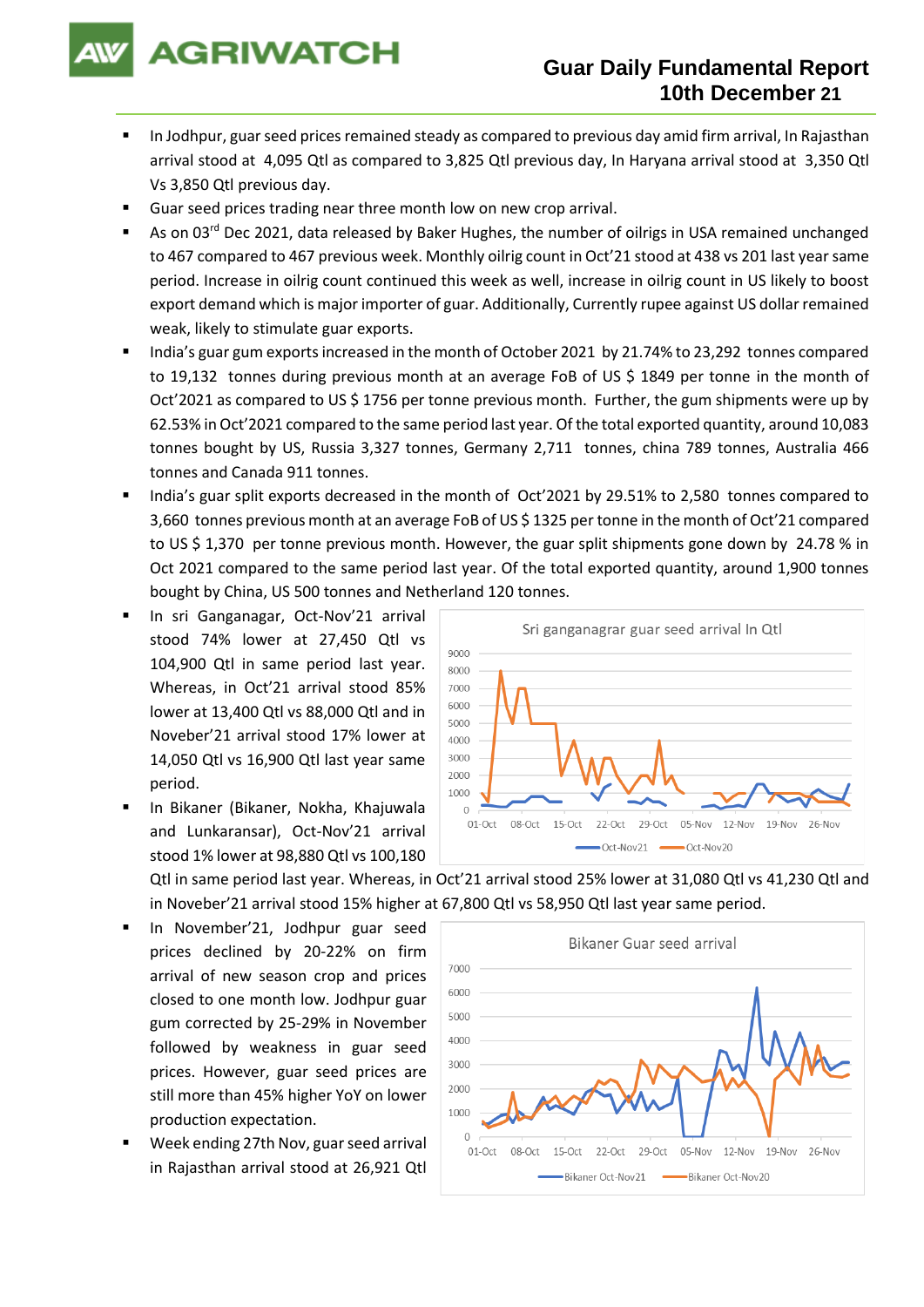# Guar Daily Fundamental Report
## 10th December 21

- In Jodhpur, guar seed prices remained steady as compared to previous day amid firm arrival, In Rajasthan arrival stood at 4,095 Qtl as compared to 3,825 Qtl previous day, In Haryana arrival stood at 3,350 Qtl Vs 3,850 Qtl previous day.
- Guar seed prices trading near three month low on new crop arrival.
- As on 03rd Dec 2021, data released by Baker Hughes, the number of oilrigs in USA remained unchanged to 467 compared to 467 previous week. Monthly oilrig count in Oct'21 stood at 438 vs 201 last year same period. Increase in oilrig count continued this week as well, increase in oilrig count in US likely to boost export demand which is major importer of guar. Additionally, Currently rupee against US dollar remained weak, likely to stimulate guar exports.
- India's guar gum exports increased in the month of October 2021 by 21.74% to 23,292 tonnes compared to 19,132 tonnes during previous month at an average FoB of US $ 1849 per tonne in the month of Oct'2021 as compared to US $ 1756 per tonne previous month. Further, the gum shipments were up by 62.53% in Oct'2021 compared to the same period last year. Of the total exported quantity, around 10,083 tonnes bought by US, Russia 3,327 tonnes, Germany 2,711 tonnes, china 789 tonnes, Australia 466 tonnes and Canada 911 tonnes.
- India's guar split exports decreased in the month of Oct'2021 by 29.51% to 2,580 tonnes compared to 3,660 tonnes previous month at an average FoB of US $ 1325 per tonne in the month of Oct'21 compared to US $ 1,370 per tonne previous month. However, the guar split shipments gone down by 24.78 % in Oct 2021 compared to the same period last year. Of the total exported quantity, around 1,900 tonnes bought by China, US 500 tonnes and Netherland 120 tonnes.
- In sri Ganganagar, Oct-Nov'21 arrival stood 74% lower at 27,450 Qtl vs 104,900 Qtl in same period last year. Whereas, in Oct'21 arrival stood 85% lower at 13,400 Qtl vs 88,000 Qtl and in Noveber'21 arrival stood 17% lower at 14,050 Qtl vs 16,900 Qtl last year same period.
- In Bikaner (Bikaner, Nokha, Khajuwala and Lunkaransar), Oct-Nov'21 arrival stood 1% lower at 98,880 Qtl vs 100,180 Qtl in same period last year. Whereas, in Oct'21 arrival stood 25% lower at 31,080 Qtl vs 41,230 Qtl and in Noveber'21 arrival stood 15% higher at 67,800 Qtl vs 58,950 Qtl last year same period.
- In November'21, Jodhpur guar seed prices declined by 20-22% on firm arrival of new season crop and prices closed to one month low. Jodhpur guar gum corrected by 25-29% in November followed by weakness in guar seed prices. However, guar seed prices are still more than 45% higher YoY on lower production expectation.
- Week ending 27th Nov, guar seed arrival in Rajasthan arrival stood at 26,921 Qtl

Sri ganganagrar guar seed arrival In Qtl

Bikaner Guar seed arrival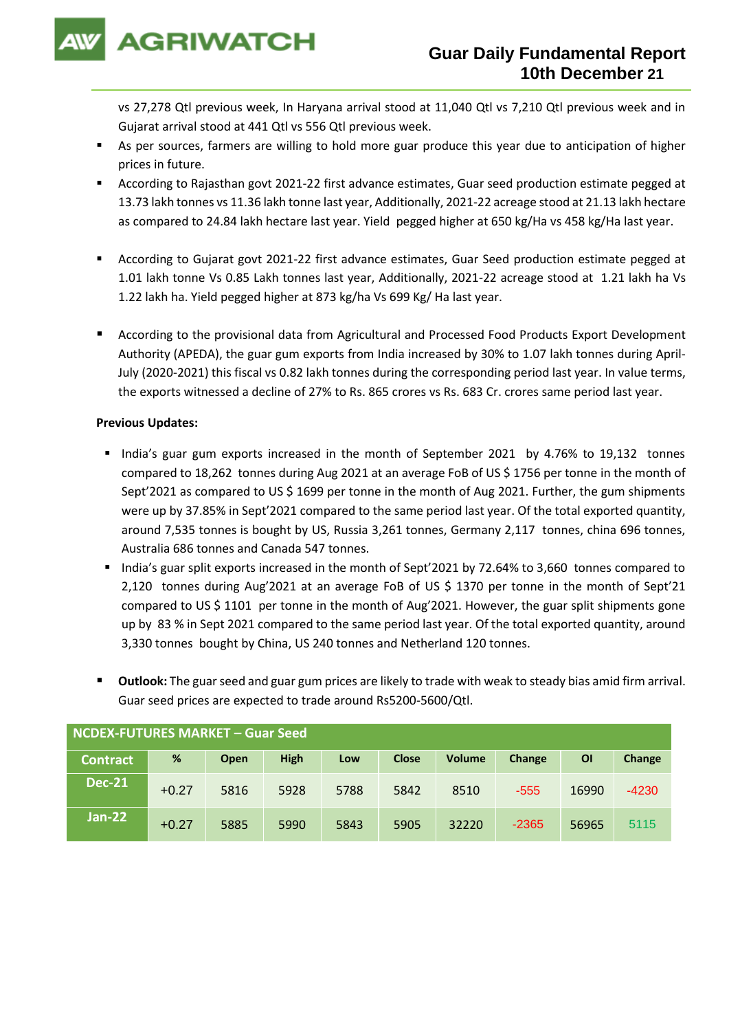vs 27,278 Qtl previous week, In Haryana arrival stood at 11,040 Qtl vs 7,210 Qtl previous week and in Gujarat arrival stood at 441 Qtl vs 556 Qtl previous week.

- As per sources, farmers are willing to hold more guar produce this year due to anticipation of higher prices in future.
- According to Rajasthan govt 2021-22 first advance estimates, Guar seed production estimate pegged at 13.73 lakh tonnes vs 11.36 lakh tonne last year, Additionally, 2021-22 acreage stood at 21.13 lakh hectare as compared to 24.84 lakh hectare last year. Yield pegged higher at 650 kg/Ha vs 458 kg/Ha last year.
- According to Gujarat govt 2021-22 first advance estimates, Guar Seed production estimate pegged at 1.01 lakh tonne Vs 0.85 Lakh tonnes last year, Additionally, 2021-22 acreage stood at 1.21 lakh ha Vs 1.22 lakh ha. Yield pegged higher at 873 kg/ha Vs 699 Kg/ Ha last year.
- According to the provisional data from Agricultural and Processed Food Products Export Development Authority (APEDA), the guar gum exports from India increased by 30% to 1.07 lakh tonnes during April-July (2020-2021) this fiscal vs 0.82 lakh tonnes during the corresponding period last year. In value terms, the exports witnessed a decline of 27% to Rs. 865 crores vs Rs. 683 Cr. crores same period last year.

**Previous Updates:**

- India's guar gum exports increased in the month of September 2021 by 4.76% to 19,132 tonnes compared to 18,262 tonnes during Aug 2021 at an average FoB of US $ 1756 per tonne in the month of Sept'2021 as compared to US $ 1699 per tonne in the month of Aug 2021. Further, the gum shipments were up by 37.85% in Sept'2021 compared to the same period last year. Of the total exported quantity, around 7,535 tonnes is bought by US, Russia 3,261 tonnes, Germany 2,117 tonnes, china 696 tonnes, Australia 686 tonnes and Canada 547 tonnes.
- India's guar split exports increased in the month of Sept'2021 by 72.64% to 3,660 tonnes compared to 2,120 tonnes during Aug'2021 at an average FoB of US $ 1370 per tonne in the month of Sept'21 compared to US $ 1101 per tonne in the month of Aug'2021. However, the guar split shipments gone up by 83 % in Sept 2021 compared to the same period last year. Of the total exported quantity, around 3,330 tonnes bought by China, US 240 tonnes and Netherland 120 tonnes.

- **Outlook:** The guar seed and guar gum prices are likely to trade with weak to steady bias amid firm arrival. Guar seed prices are expected to trade around Rs5200-5600/Qtl.

**NCDEX-FUTURES MARKET – Guar Seed**

| Contract | % | Open | High | Low | Close | Volume | Change | OI | Change |
|---|---|---|---|---|---|---|---|---|---|
| Dec-21 | +0.27 | 5816 | 5928 | 5788 | 5842 | 8510 | -555 | 16990 | -4230 |
| Jan-22 | +0.27 | 5885 | 5990 | 5843 | 5905 | 32220 | -2365 | 56965 | 5115 |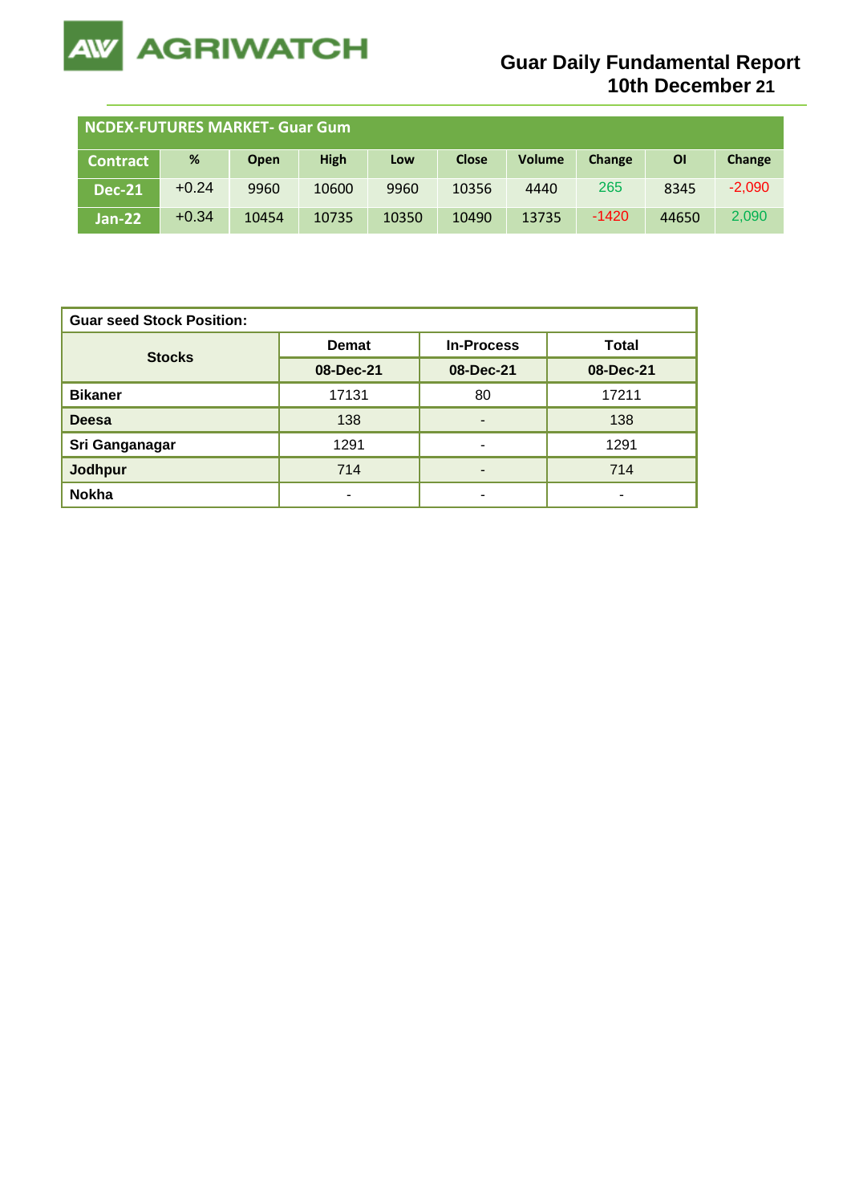# Guar Daily Fundamental Report
## 10th December 21

| NCDEX-FUTURES MARKET- Guar Gum | | | | | | | | | |
|---|---|---|---|---|---|---|---|---|---|
| Contract | % | Open | High | Low | Close | Volume | Change | OI | Change |
| Dec-21 | +0.24 | 9960 | 10600 | 9960 | 10356 | 4440 | 265 | 8345 | -2,090 |
| Jan-22 | +0.34 | 10454 | 10735 | 10350 | 10490 | 13735 | -1420 | 44650 | 2,090 |

| Guar seed Stock Position: | | | |
|---|---|---|---|
| Stocks | Demat | In-Process | Total |
| | 08-Dec-21 | 08-Dec-21 | 08-Dec-21 |
| Bikaner | 17131 | 80 | 17211 |
| Deesa | 138 | - | 138 |
| Sri Ganganagar | 1291 | - | 1291 |
| Jodhpur | 714 | - | 714 |
| Nokha | - | - | - |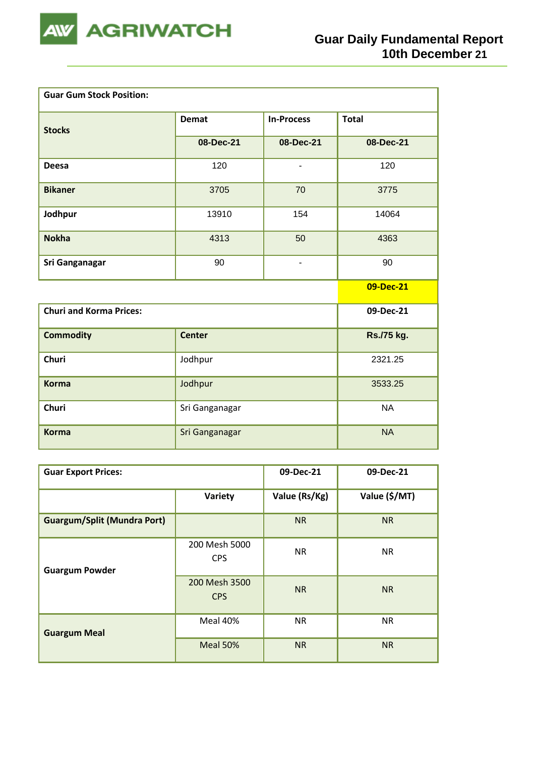| Guar Gum Stock Position: | | | |
|---|---|---|---|
| Stocks | Demat | In-Process | Total |
| | 08-Dec-21 | 08-Dec-21 | 08-Dec-21 |
| Deesa | 120 | - | 120 |
| Bikaner | 3705 | 70 | 3775 |
| Jodhpur | 13910 | 154 | 14064 |
| Nokha | 4313 | 50 | 4363 |
| Sri Ganganagar | 90 | - | 90 |

| Churi and Korma Prices: | | 09-Dec-21 |
|---|---|---|
| Commodity | Center | Rs./75 kg. |
| Churi | Jodhpur | 2321.25 |
| Korma | Jodhpur | 3533.25 |
| Churi | Sri Ganganagar | NA |
| Korma | Sri Ganganagar | NA |

| Guar Export Prices: | | 09-Dec-21 | 09-Dec-21 |
|---|---|---|---|
| | Variety | Value (Rs/Kg) | Value ($/MT) |
| Guargum/Split (Mundra Port) | | NR | NR |
| Guargum Powder | 200 Mesh 5000 CPS | NR | NR |
| | 200 Mesh 3500 CPS | NR | NR |
| Guargum Meal | Meal 40% | NR | NR |
| | Meal 50% | NR | NR |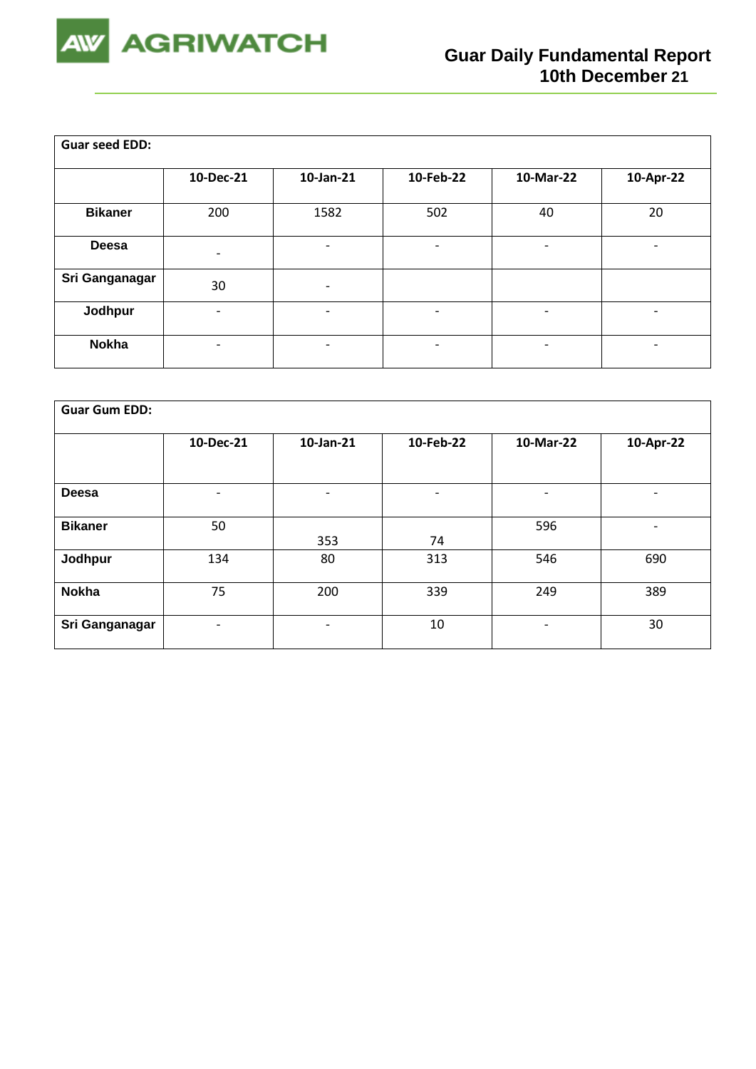| Guar seed EDD: | | | | | |
|---|---|---|---|---|---|
| | **10-Dec-21** | **10-Jan-21** | **10-Feb-22** | **10-Mar-22** | **10-Apr-22** |
| **Bikaner** | 200 | 1582 | 502 | 40 | 20 |
| **Deesa** | - | - | - | - | - |
| **Sri Ganganagar** | 30 | - | | | |
| **Jodhpur** | - | - | - | - | - |
| **Nokha** | - | - | - | - | - |

| Guar Gum EDD: | | | | | |
|---|---|---|---|---|---|
| | **10-Dec-21** | **10-Jan-21** | **10-Feb-22** | **10-Mar-22** | **10-Apr-22** |
| **Deesa** | - | - | - | - | - |
| **Bikaner** | 50 | 353 | 74 | 596 | - |
| **Jodhpur** | 134 | 80 | 313 | 546 | 690 |
| **Nokha** | 75 | 200 | 339 | 249 | 389 |
| **Sri Ganganagar** | - | - | 10 | - | 30 |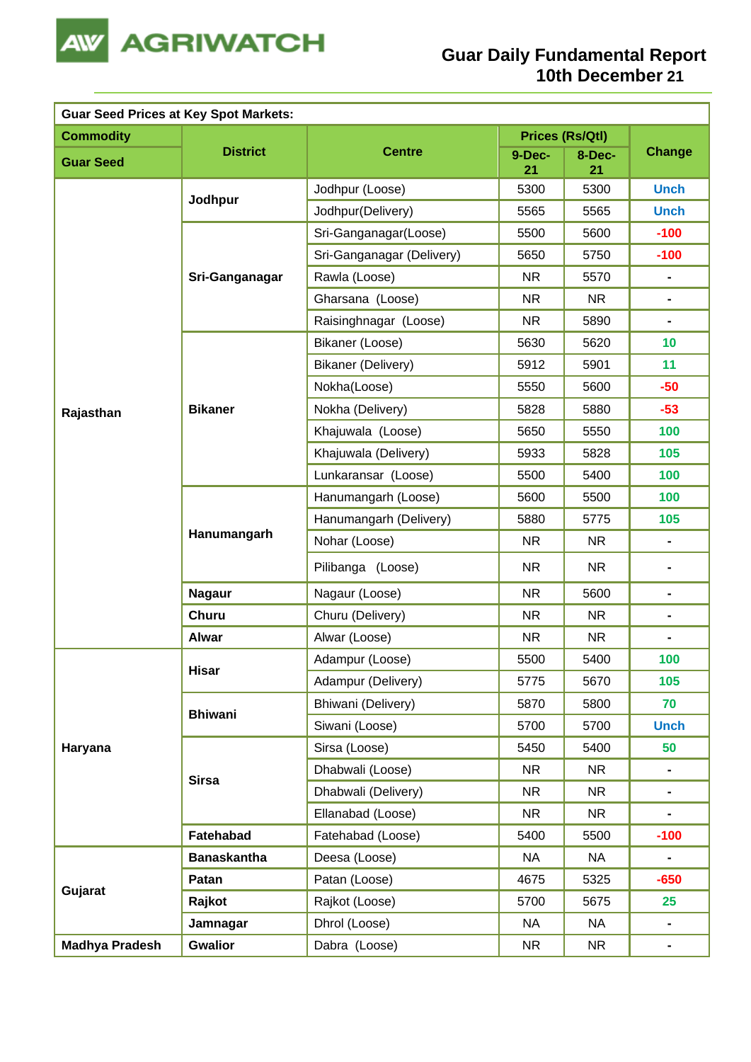# Guar Daily Fundamental Report
## 10th December 21

| Guar Seed Prices at Key Spot Markets: | | | | | |
|---|---|---|---|---|---|
| **Commodity** | **District** | **Centre** | **Prices (Rs/Qtl)** | | **Change** |
| **Guar Seed** | | | **9-Dec-21** | **8-Dec-21** | |
| **Rajasthan** | **Jodhpur** | Jodhpur (Loose) | 5300 | 5300 | Unch |
| | | Jodhpur(Delivery) | 5565 | 5565 | Unch |
| | **Sri-Ganganagar** | Sri-Ganganagar(Loose) | 5500 | 5600 | -100 |
| | | Sri-Ganganagar (Delivery) | 5650 | 5750 | -100 |
| | | Rawla (Loose) | NR | 5570 | - |
| | | Gharsana (Loose) | NR | NR | - |
| | | Raisinghnagar (Loose) | NR | 5890 | - |
| | **Bikaner** | Bikaner (Loose) | 5630 | 5620 | 10 |
| | | Bikaner (Delivery) | 5912 | 5901 | 11 |
| | | Nokha(Loose) | 5550 | 5600 | -50 |
| | | Nokha (Delivery) | 5828 | 5880 | -53 |
| | | Khajuwala (Loose) | 5650 | 5550 | 100 |
| | | Khajuwala (Delivery) | 5933 | 5828 | 105 |
| | | Lunkaransar (Loose) | 5500 | 5400 | 100 |
| | **Hanumangarh** | Hanumangarh (Loose) | 5600 | 5500 | 100 |
| | | Hanumangarh (Delivery) | 5880 | 5775 | 105 |
| | | Nohar (Loose) | NR | NR | - |
| | | Pilibanga (Loose) | NR | NR | - |
| | **Nagaur** | Nagaur (Loose) | NR | 5600 | - |
| | **Churu** | Churu (Delivery) | NR | NR | - |
| | **Alwar** | Alwar (Loose) | NR | NR | - |
| **Haryana** | **Hisar** | Adampur (Loose) | 5500 | 5400 | 100 |
| | | Adampur (Delivery) | 5775 | 5670 | 105 |
| | **Bhiwani** | Bhiwani (Delivery) | 5870 | 5800 | 70 |
| | | Siwani (Loose) | 5700 | 5700 | Unch |
| | **Sirsa** | Sirsa (Loose) | 5450 | 5400 | 50 |
| | | Dhabwali (Loose) | NR | NR | - |
| | | Dhabwali (Delivery) | NR | NR | - |
| | | Ellanabad (Loose) | NR | NR | - |
| | **Fatehabad** | Fatehabad (Loose) | 5400 | 5500 | -100 |
| **Gujarat** | **Banaskantha** | Deesa (Loose) | NA | NA | - |
| | **Patan** | Patan (Loose) | 4675 | 5325 | -650 |
| | **Rajkot** | Rajkot (Loose) | 5700 | 5675 | 25 |
| | **Jamnagar** | Dhrol (Loose) | NA | NA | - |
| **Madhya Pradesh** | **Gwalior** | Dabra (Loose) | NR | NR | - |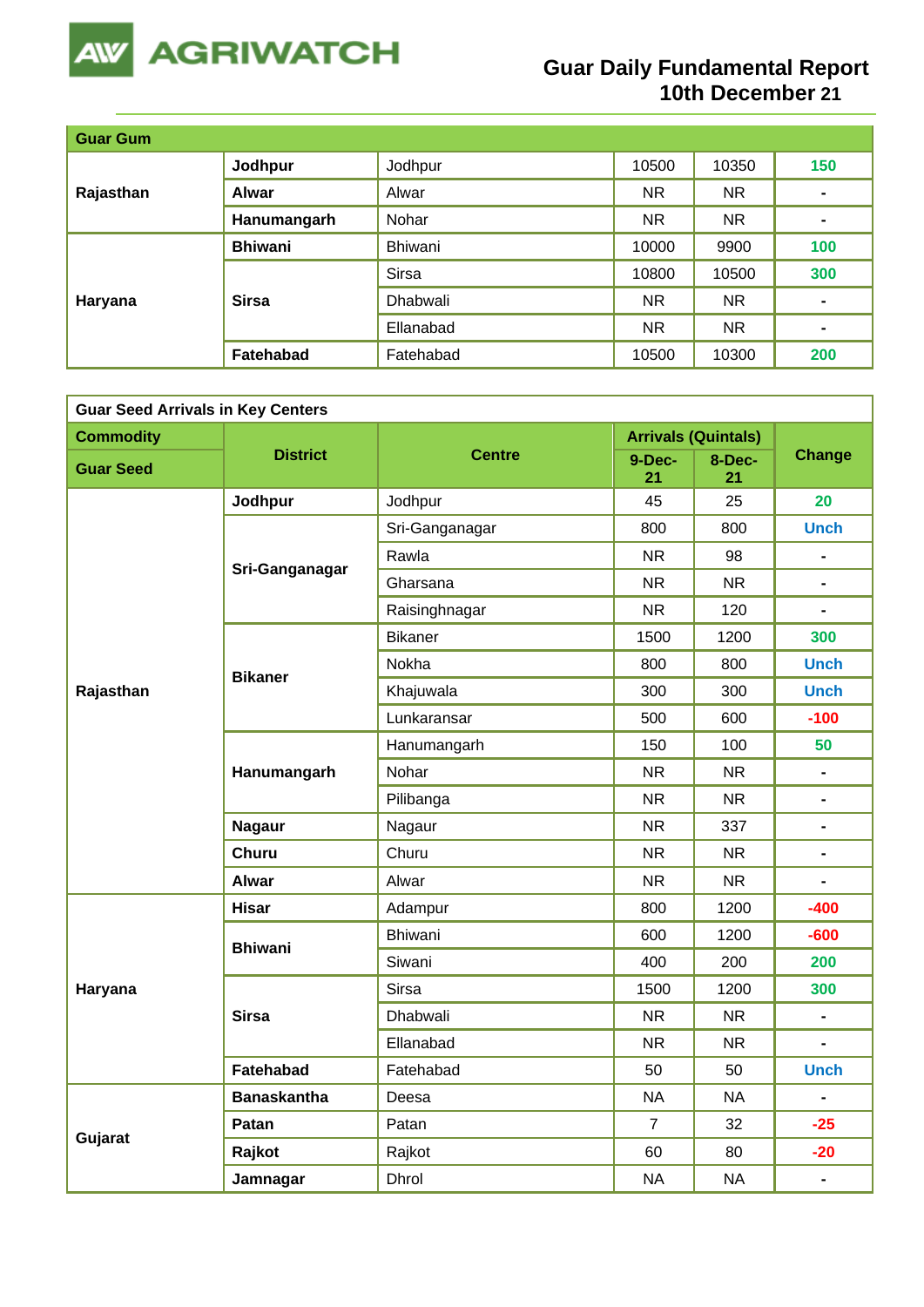# Guar Daily Fundamental Report
## 10th December 21

| Guar Gum | | | | | |
|---|---|---|---|---|---|
| Rajasthan | Jodhpur | Jodhpur | 10500 | 10350 | 150 |
| | Alwar | Alwar | NR | NR | - |
| | Hanumangarh | Nohar | NR | NR | - |
| Haryana | Bhiwani | Bhiwani | 10000 | 9900 | 100 |
| | Sirsa | Sirsa | 10800 | 10500 | 300 |
| | | Dhabwali | NR | NR | - |
| | | Ellanabad | NR | NR | - |
| | Fatehabad | Fatehabad | 10500 | 10300 | 200 |

**Guar Seed Arrivals in Key Centers**

| Commodity / Guar Seed | District | Centre | Arrivals (Quintals) 9-Dec-21 | Arrivals (Quintals) 8-Dec-21 | Change |
|---|---|---|---|---|---|
| Rajasthan | Jodhpur | Jodhpur | 45 | 25 | 20 |
| | Sri-Ganganagar | Sri-Ganganagar | 800 | 800 | Unch |
| | | Rawla | NR | 98 | - |
| | | Gharsana | NR | NR | - |
| | | Raisinghnagar | NR | 120 | - |
| | Bikaner | Bikaner | 1500 | 1200 | 300 |
| | | Nokha | 800 | 800 | Unch |
| | | Khajuwala | 300 | 300 | Unch |
| | | Lunkaransar | 500 | 600 | -100 |
| | Hanumangarh | Hanumangarh | 150 | 100 | 50 |
| | | Nohar | NR | NR | - |
| | | Pilibanga | NR | NR | - |
| | Nagaur | Nagaur | NR | 337 | - |
| | Churu | Churu | NR | NR | - |
| | Alwar | Alwar | NR | NR | - |
| Haryana | Hisar | Adampur | 800 | 1200 | -400 |
| | Bhiwani | Bhiwani | 600 | 1200 | -600 |
| | | Siwani | 400 | 200 | 200 |
| | Sirsa | Sirsa | 1500 | 1200 | 300 |
| | | Dhabwali | NR | NR | - |
| | | Ellanabad | NR | NR | - |
| | Fatehabad | Fatehabad | 50 | 50 | Unch |
| Gujarat | Banaskantha | Deesa | NA | NA | - |
| | Patan | Patan | 7 | 32 | -25 |
| | Rajkot | Rajkot | 60 | 80 | -20 |
| | Jamnagar | Dhrol | NA | NA | - |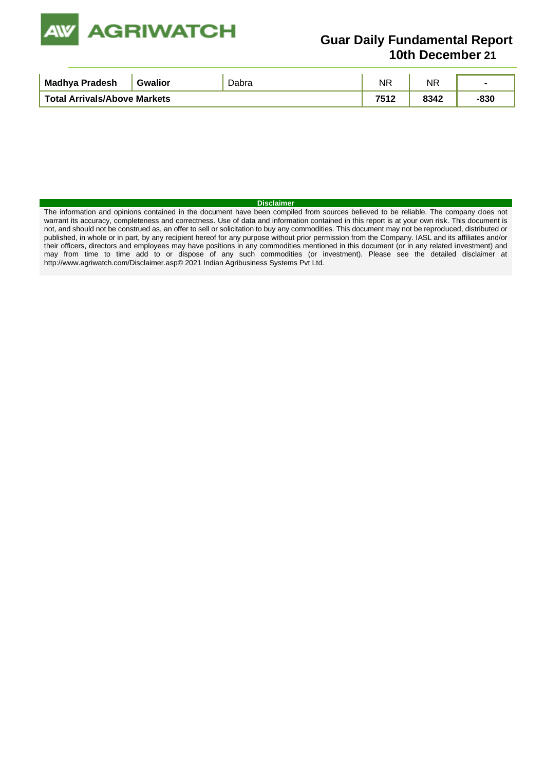| | | | | | |
|---|---|---|---|---|---|
| **Madhya Pradesh** | **Gwalior** | Dabra | NR | NR | - |
| **Total Arrivals/Above Markets** | | | **7512** | **8342** | **-830** |

**Disclaimer**

The information and opinions contained in the document have been compiled from sources believed to be reliable. The company does not warrant its accuracy, completeness and correctness. Use of data and information contained in this report is at your own risk. This document is not, and should not be construed as, an offer to sell or solicitation to buy any commodities. This document may not be reproduced, distributed or published, in whole or in part, by any recipient hereof for any purpose without prior permission from the Company. IASL and its affiliates and/or their officers, directors and employees may have positions in any commodities mentioned in this document (or in any related investment) and may from time to time add to or dispose of any such commodities (or investment). Please see the detailed disclaimer at http://www.agriwatch.com/Disclaimer.asp© 2021 Indian Agribusiness Systems Pvt Ltd.